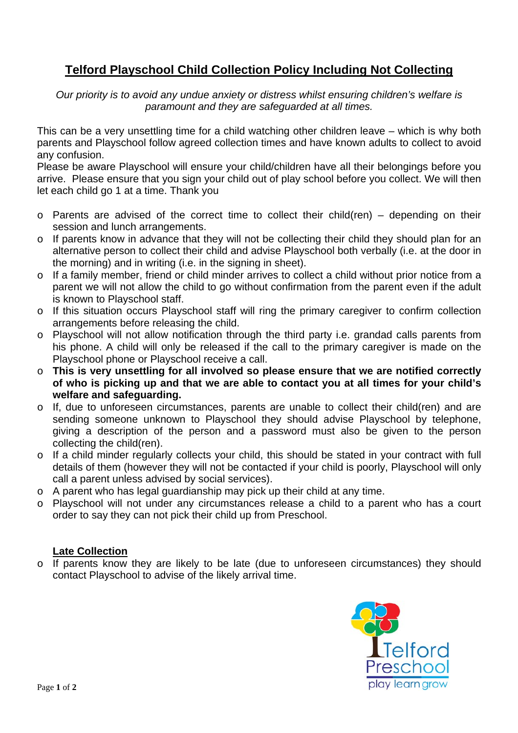# Telford Playschool Child Collection Policy Including Not Collecting

*Our priority is to avoid any undue anxiety or distress whilst ensuring children's welfare is paramount and they are safeguarded at all times.*

This can be a very unsettling time for a child watching other children leave – which is why both parents and Playschool follow agreed collection times and have known adults to collect to avoid any confusion.
Please be aware Playschool will ensure your child/children have all their belongings before you arrive. Please ensure that you sign your child out of play school before you collect. We will then let each child go 1 at a time. Thank you

- Parents are advised of the correct time to collect their child(ren) – depending on their session and lunch arrangements.
- If parents know in advance that they will not be collecting their child they should plan for an alternative person to collect their child and advise Playschool both verbally (i.e. at the door in the morning) and in writing (i.e. in the signing in sheet).
- If a family member, friend or child minder arrives to collect a child without prior notice from a parent we will not allow the child to go without confirmation from the parent even if the adult is known to Playschool staff.
- If this situation occurs Playschool staff will ring the primary caregiver to confirm collection arrangements before releasing the child.
- Playschool will not allow notification through the third party i.e. grandad calls parents from his phone. A child will only be released if the call to the primary caregiver is made on the Playschool phone or Playschool receive a call.
- **This is very unsettling for all involved so please ensure that we are notified correctly of who is picking up and that we are able to contact you at all times for your child's welfare and safeguarding.**
- If, due to unforeseen circumstances, parents are unable to collect their child(ren) and are sending someone unknown to Playschool they should advise Playschool by telephone, giving a description of the person and a password must also be given to the person collecting the child(ren).
- If a child minder regularly collects your child, this should be stated in your contract with full details of them (however they will not be contacted if your child is poorly, Playschool will only call a parent unless advised by social services).
- A parent who has legal guardianship may pick up their child at any time.
- Playschool will not under any circumstances release a child to a parent who has a court order to say they can not pick their child up from Preschool.

## Late Collection

- If parents know they are likely to be late (due to unforeseen circumstances) they should contact Playschool to advise of the likely arrival time.

Telford Preschool
play learn grow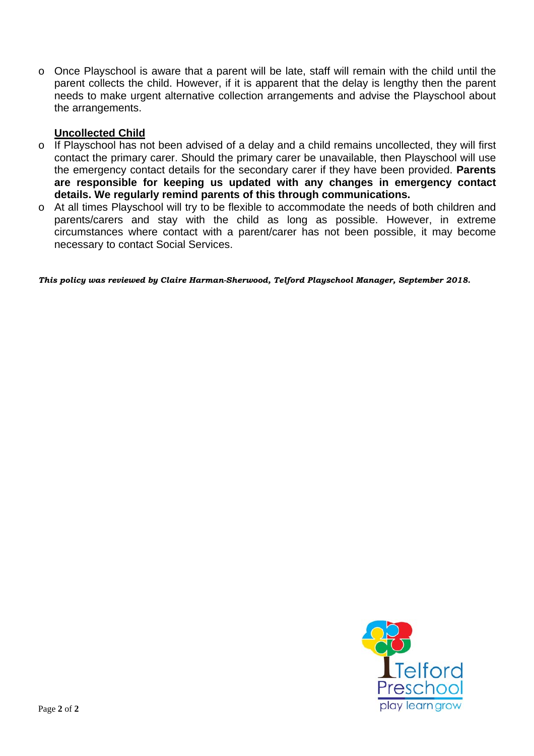- Once Playschool is aware that a parent will be late, staff will remain with the child until the parent collects the child. However, if it is apparent that the delay is lengthy then the parent needs to make urgent alternative collection arrangements and advise the Playschool about the arrangements.

**Uncollected Child**

- If Playschool has not been advised of a delay and a child remains uncollected, they will first contact the primary carer. Should the primary carer be unavailable, then Playschool will use the emergency contact details for the secondary carer if they have been provided. **Parents are responsible for keeping us updated with any changes in emergency contact details. We regularly remind parents of this through communications.**
- At all times Playschool will try to be flexible to accommodate the needs of both children and parents/carers and stay with the child as long as possible. However, in extreme circumstances where contact with a parent/carer has not been possible, it may become necessary to contact Social Services.

***This policy was reviewed by Claire Harman-Sherwood, Telford Playschool Manager, September 2018.***

Telford Preschool
play learn grow